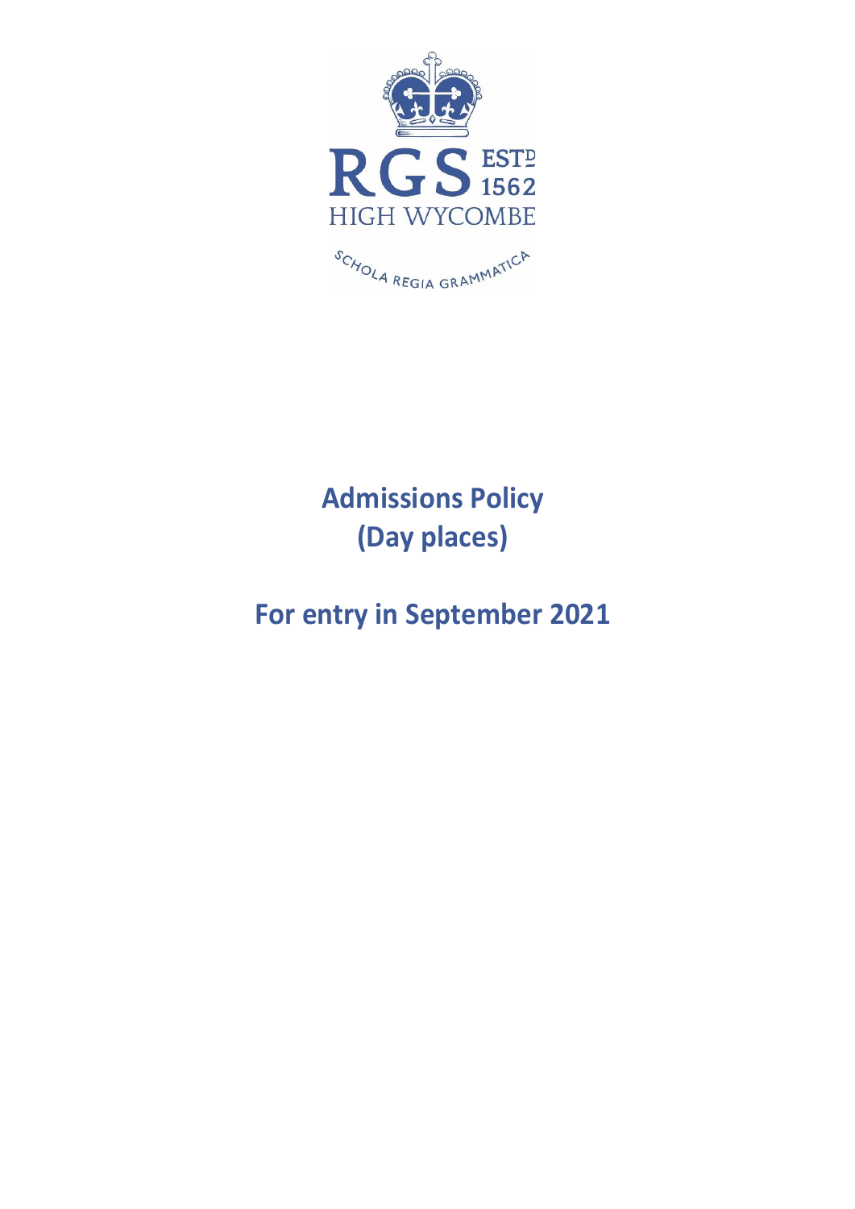RGS ESTD 1562

HIGH WYCOMBE

SCHOLA REGIA GRAMMATICA

# Admissions Policy
# (Day places)

## For entry in September 2021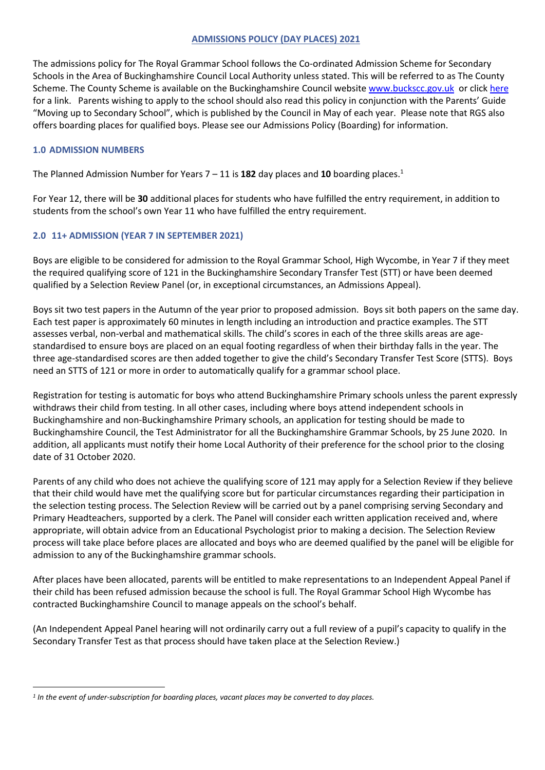**ADMISSIONS POLICY (DAY PLACES) 2021**

The admissions policy for The Royal Grammar School follows the Co-ordinated Admission Scheme for Secondary Schools in the Area of Buckinghamshire Council Local Authority unless stated. This will be referred to as The County Scheme. The County Scheme is available on the Buckinghamshire Council website www.buckscc.gov.uk or click here for a link. Parents wishing to apply to the school should also read this policy in conjunction with the Parents' Guide "Moving up to Secondary School", which is published by the Council in May of each year. Please note that RGS also offers boarding places for qualified boys. Please see our Admissions Policy (Boarding) for information.

## 1.0 ADMISSION NUMBERS

The Planned Admission Number for Years 7 – 11 is **182** day places and **10** boarding places.[1]

For Year 12, there will be **30** additional places for students who have fulfilled the entry requirement, in addition to students from the school's own Year 11 who have fulfilled the entry requirement.

## 2.0 11+ ADMISSION (YEAR 7 IN SEPTEMBER 2021)

Boys are eligible to be considered for admission to the Royal Grammar School, High Wycombe, in Year 7 if they meet the required qualifying score of 121 in the Buckinghamshire Secondary Transfer Test (STT) or have been deemed qualified by a Selection Review Panel (or, in exceptional circumstances, an Admissions Appeal).

Boys sit two test papers in the Autumn of the year prior to proposed admission. Boys sit both papers on the same day. Each test paper is approximately 60 minutes in length including an introduction and practice examples. The STT assesses verbal, non-verbal and mathematical skills. The child's scores in each of the three skills areas are age-standardised to ensure boys are placed on an equal footing regardless of when their birthday falls in the year. The three age-standardised scores are then added together to give the child's Secondary Transfer Test Score (STTS). Boys need an STTS of 121 or more in order to automatically qualify for a grammar school place.

Registration for testing is automatic for boys who attend Buckinghamshire Primary schools unless the parent expressly withdraws their child from testing. In all other cases, including where boys attend independent schools in Buckinghamshire and non-Buckinghamshire Primary schools, an application for testing should be made to Buckinghamshire Council, the Test Administrator for all the Buckinghamshire Grammar Schools, by 25 June 2020. In addition, all applicants must notify their home Local Authority of their preference for the school prior to the closing date of 31 October 2020.

Parents of any child who does not achieve the qualifying score of 121 may apply for a Selection Review if they believe that their child would have met the qualifying score but for particular circumstances regarding their participation in the selection testing process. The Selection Review will be carried out by a panel comprising serving Secondary and Primary Headteachers, supported by a clerk. The Panel will consider each written application received and, where appropriate, will obtain advice from an Educational Psychologist prior to making a decision. The Selection Review process will take place before places are allocated and boys who are deemed qualified by the panel will be eligible for admission to any of the Buckinghamshire grammar schools.

After places have been allocated, parents will be entitled to make representations to an Independent Appeal Panel if their child has been refused admission because the school is full. The Royal Grammar School High Wycombe has contracted Buckinghamshire Council to manage appeals on the school's behalf.

(An Independent Appeal Panel hearing will not ordinarily carry out a full review of a pupil's capacity to qualify in the Secondary Transfer Test as that process should have taken place at the Selection Review.)

---

*[1] In the event of under-subscription for boarding places, vacant places may be converted to day places.*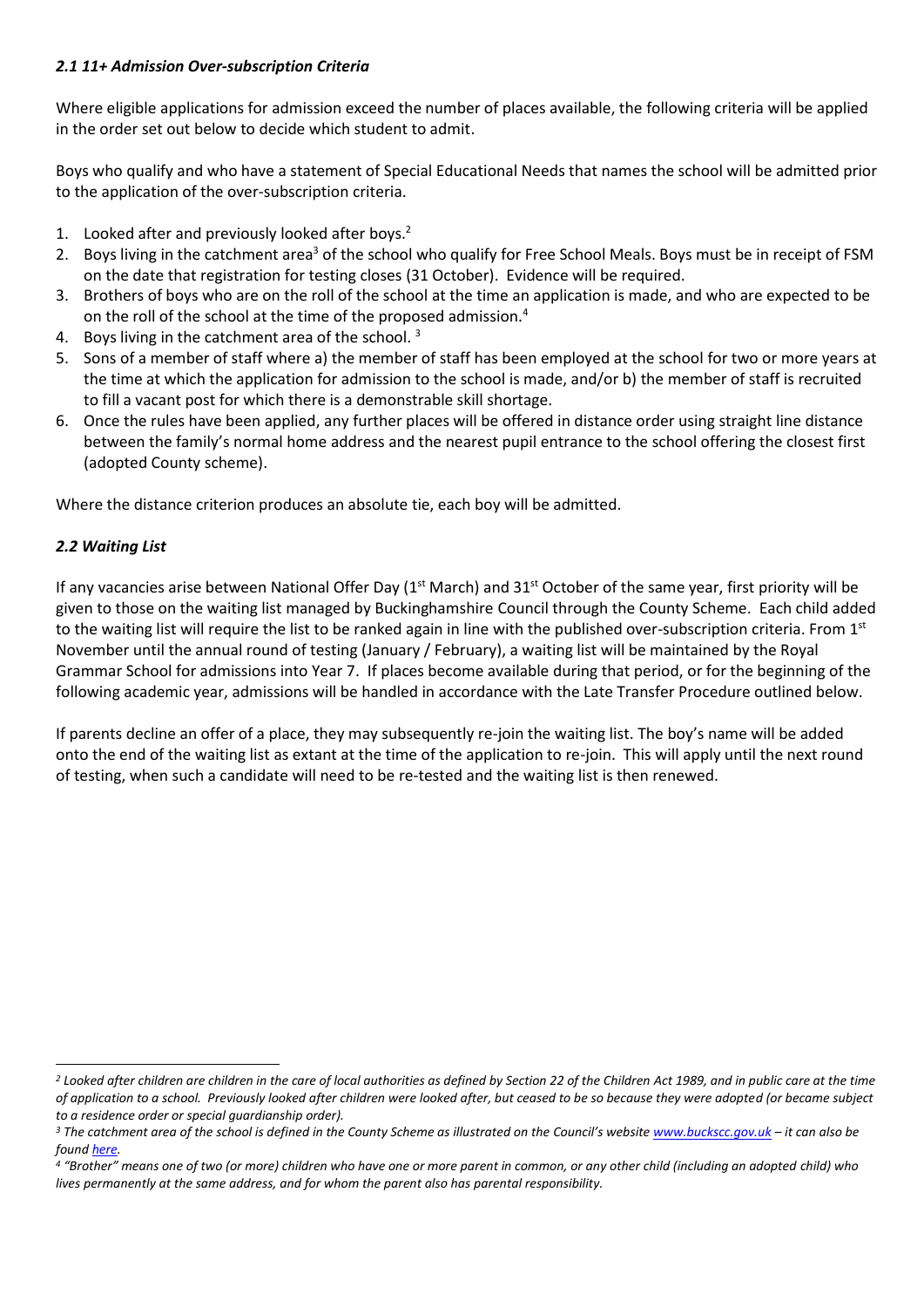### *2.1 11+ Admission Over-subscription Criteria*

Where eligible applications for admission exceed the number of places available, the following criteria will be applied in the order set out below to decide which student to admit.

Boys who qualify and who have a statement of Special Educational Needs that names the school will be admitted prior to the application of the over-subscription criteria.

1. Looked after and previously looked after boys.[2]
2. Boys living in the catchment area[3] of the school who qualify for Free School Meals. Boys must be in receipt of FSM on the date that registration for testing closes (31 October). Evidence will be required.
3. Brothers of boys who are on the roll of the school at the time an application is made, and who are expected to be on the roll of the school at the time of the proposed admission.[4]
4. Boys living in the catchment area of the school. [3]
5. Sons of a member of staff where a) the member of staff has been employed at the school for two or more years at the time at which the application for admission to the school is made, and/or b) the member of staff is recruited to fill a vacant post for which there is a demonstrable skill shortage.
6. Once the rules have been applied, any further places will be offered in distance order using straight line distance between the family's normal home address and the nearest pupil entrance to the school offering the closest first (adopted County scheme).

Where the distance criterion produces an absolute tie, each boy will be admitted.

### *2.2 Waiting List*

If any vacancies arise between National Offer Day (1st March) and 31st October of the same year, first priority will be given to those on the waiting list managed by Buckinghamshire Council through the County Scheme. Each child added to the waiting list will require the list to be ranked again in line with the published over-subscription criteria. From 1st November until the annual round of testing (January / February), a waiting list will be maintained by the Royal Grammar School for admissions into Year 7. If places become available during that period, or for the beginning of the following academic year, admissions will be handled in accordance with the Late Transfer Procedure outlined below.

If parents decline an offer of a place, they may subsequently re-join the waiting list. The boy's name will be added onto the end of the waiting list as extant at the time of the application to re-join. This will apply until the next round of testing, when such a candidate will need to be re-tested and the waiting list is then renewed.

---

*[2] Looked after children are children in the care of local authorities as defined by Section 22 of the Children Act 1989, and in public care at the time of application to a school. Previously looked after children were looked after, but ceased to be so because they were adopted (or became subject to a residence order or special guardianship order).*

*[3] The catchment area of the school is defined in the County Scheme as illustrated on the Council's website [www.buckscc.gov.uk](www.buckscc.gov.uk) – it can also be found [here](here).*

*[4] "Brother" means one of two (or more) children who have one or more parent in common, or any other child (including an adopted child) who lives permanently at the same address, and for whom the parent also has parental responsibility.*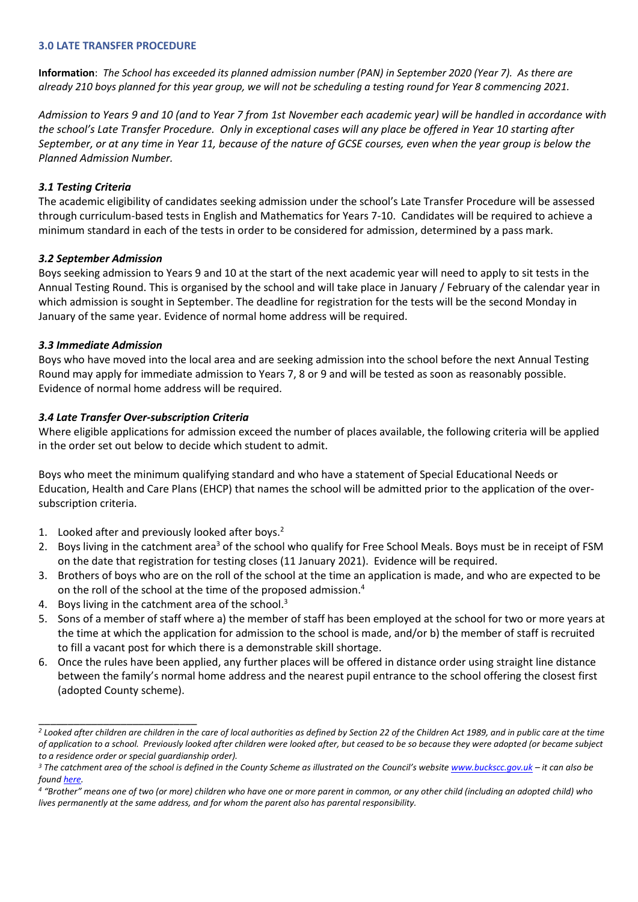### 3.0 LATE TRANSFER PROCEDURE

**Information**: *The School has exceeded its planned admission number (PAN) in September 2020 (Year 7). As there are already 210 boys planned for this year group, we will not be scheduling a testing round for Year 8 commencing 2021.*

*Admission to Years 9 and 10 (and to Year 7 from 1st November each academic year) will be handled in accordance with the school's Late Transfer Procedure. Only in exceptional cases will any place be offered in Year 10 starting after September, or at any time in Year 11, because of the nature of GCSE courses, even when the year group is below the Planned Admission Number.*

#### *3.1 Testing Criteria*

The academic eligibility of candidates seeking admission under the school's Late Transfer Procedure will be assessed through curriculum-based tests in English and Mathematics for Years 7-10. Candidates will be required to achieve a minimum standard in each of the tests in order to be considered for admission, determined by a pass mark.

#### *3.2 September Admission*

Boys seeking admission to Years 9 and 10 at the start of the next academic year will need to apply to sit tests in the Annual Testing Round. This is organised by the school and will take place in January / February of the calendar year in which admission is sought in September. The deadline for registration for the tests will be the second Monday in January of the same year. Evidence of normal home address will be required.

#### *3.3 Immediate Admission*

Boys who have moved into the local area and are seeking admission into the school before the next Annual Testing Round may apply for immediate admission to Years 7, 8 or 9 and will be tested as soon as reasonably possible. Evidence of normal home address will be required.

#### *3.4 Late Transfer Over-subscription Criteria*

Where eligible applications for admission exceed the number of places available, the following criteria will be applied in the order set out below to decide which student to admit.

Boys who meet the minimum qualifying standard and who have a statement of Special Educational Needs or Education, Health and Care Plans (EHCP) that names the school will be admitted prior to the application of the over-subscription criteria.

1. Looked after and previously looked after boys.[2]
2. Boys living in the catchment area[3] of the school who qualify for Free School Meals. Boys must be in receipt of FSM on the date that registration for testing closes (11 January 2021). Evidence will be required.
3. Brothers of boys who are on the roll of the school at the time an application is made, and who are expected to be on the roll of the school at the time of the proposed admission.[4]
4. Boys living in the catchment area of the school.[3]
5. Sons of a member of staff where a) the member of staff has been employed at the school for two or more years at the time at which the application for admission to the school is made, and/or b) the member of staff is recruited to fill a vacant post for which there is a demonstrable skill shortage.
6. Once the rules have been applied, any further places will be offered in distance order using straight line distance between the family's normal home address and the nearest pupil entrance to the school offering the closest first (adopted County scheme).

---

*[2] Looked after children are children in the care of local authorities as defined by Section 22 of the Children Act 1989, and in public care at the time of application to a school. Previously looked after children were looked after, but ceased to be so because they were adopted (or became subject to a residence order or special guardianship order).*

*[3] The catchment area of the school is defined in the County Scheme as illustrated on the Council's website [www.buckscc.gov.uk](www.buckscc.gov.uk) – it can also be found [here](here).*

*[4] "Brother" means one of two (or more) children who have one or more parent in common, or any other child (including an adopted child) who lives permanently at the same address, and for whom the parent also has parental responsibility.*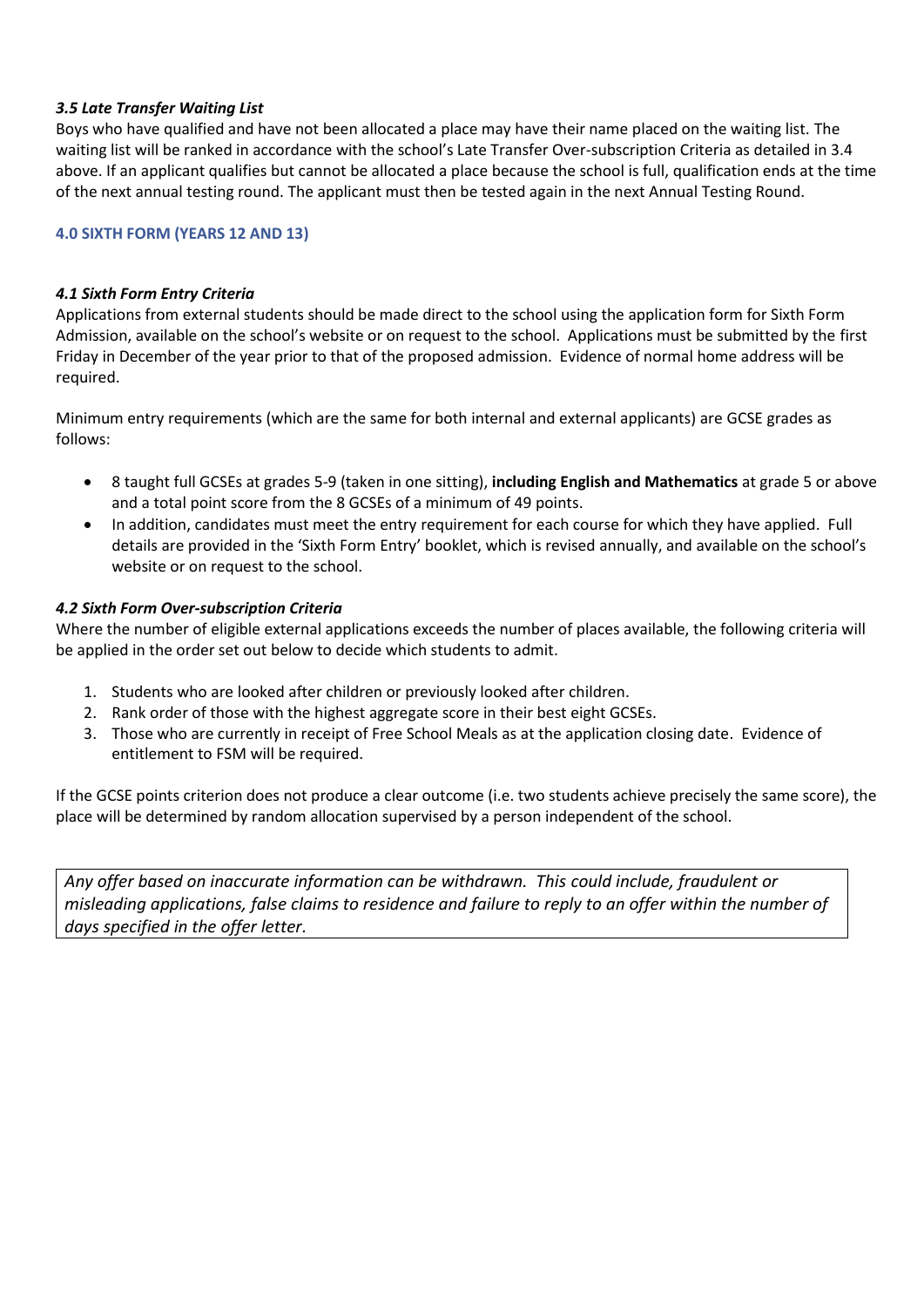### *3.5 Late Transfer Waiting List*

Boys who have qualified and have not been allocated a place may have their name placed on the waiting list. The waiting list will be ranked in accordance with the school's Late Transfer Over-subscription Criteria as detailed in 3.4 above. If an applicant qualifies but cannot be allocated a place because the school is full, qualification ends at the time of the next annual testing round. The applicant must then be tested again in the next Annual Testing Round.

## 4.0 SIXTH FORM (YEARS 12 AND 13)

### *4.1 Sixth Form Entry Criteria*

Applications from external students should be made direct to the school using the application form for Sixth Form Admission, available on the school's website or on request to the school. Applications must be submitted by the first Friday in December of the year prior to that of the proposed admission. Evidence of normal home address will be required.

Minimum entry requirements (which are the same for both internal and external applicants) are GCSE grades as follows:

- 8 taught full GCSEs at grades 5-9 (taken in one sitting), **including English and Mathematics** at grade 5 or above and a total point score from the 8 GCSEs of a minimum of 49 points.
- In addition, candidates must meet the entry requirement for each course for which they have applied. Full details are provided in the 'Sixth Form Entry' booklet, which is revised annually, and available on the school's website or on request to the school.

### *4.2 Sixth Form Over-subscription Criteria*

Where the number of eligible external applications exceeds the number of places available, the following criteria will be applied in the order set out below to decide which students to admit.

1. Students who are looked after children or previously looked after children.
2. Rank order of those with the highest aggregate score in their best eight GCSEs.
3. Those who are currently in receipt of Free School Meals as at the application closing date. Evidence of entitlement to FSM will be required.

If the GCSE points criterion does not produce a clear outcome (i.e. two students achieve precisely the same score), the place will be determined by random allocation supervised by a person independent of the school.

*Any offer based on inaccurate information can be withdrawn. This could include, fraudulent or misleading applications, false claims to residence and failure to reply to an offer within the number of days specified in the offer letter.*